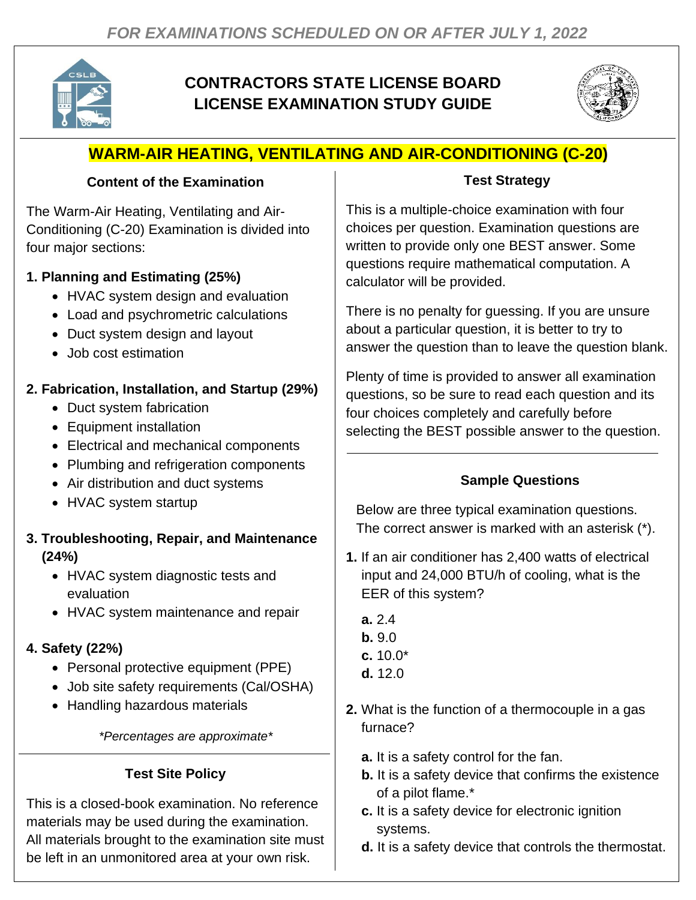*FOR EXAMINATIONS SCHEDULED ON OR AFTER JULY 1, 2022*

# CONTRACTORS STATE LICENSE BOARD LICENSE EXAMINATION STUDY GUIDE

## WARM-AIR HEATING, VENTILATING AND AIR-CONDITIONING (C-20)

### Content of the Examination

The Warm-Air Heating, Ventilating and Air-Conditioning (C-20) Examination is divided into four major sections:

**1. Planning and Estimating (25%)**

- HVAC system design and evaluation
- Load and psychrometric calculations
- Duct system design and layout
- Job cost estimation

**2. Fabrication, Installation, and Startup (29%)**

- Duct system fabrication
- Equipment installation
- Electrical and mechanical components
- Plumbing and refrigeration components
- Air distribution and duct systems
- HVAC system startup

**3. Troubleshooting, Repair, and Maintenance (24%)**

- HVAC system diagnostic tests and evaluation
- HVAC system maintenance and repair

**4. Safety (22%)**

- Personal protective equipment (PPE)
- Job site safety requirements (Cal/OSHA)
- Handling hazardous materials

*\*Percentages are approximate\**

### Test Site Policy

This is a closed-book examination. No reference materials may be used during the examination. All materials brought to the examination site must be left in an unmonitored area at your own risk.

### Test Strategy

This is a multiple-choice examination with four choices per question. Examination questions are written to provide only one BEST answer. Some questions require mathematical computation. A calculator will be provided.

There is no penalty for guessing. If you are unsure about a particular question, it is better to try to answer the question than to leave the question blank.

Plenty of time is provided to answer all examination questions, so be sure to read each question and its four choices completely and carefully before selecting the BEST possible answer to the question.

### Sample Questions

Below are three typical examination questions. The correct answer is marked with an asterisk (*).

**1.** If an air conditioner has 2,400 watts of electrical input and 24,000 BTU/h of cooling, what is the EER of this system?

**a.** 2.4
**b.** 9.0
**c.** 10.0*
**d.** 12.0

**2.** What is the function of a thermocouple in a gas furnace?

**a.** It is a safety control for the fan.
**b.** It is a safety device that confirms the existence of a pilot flame.*
**c.** It is a safety device for electronic ignition systems.
**d.** It is a safety device that controls the thermostat.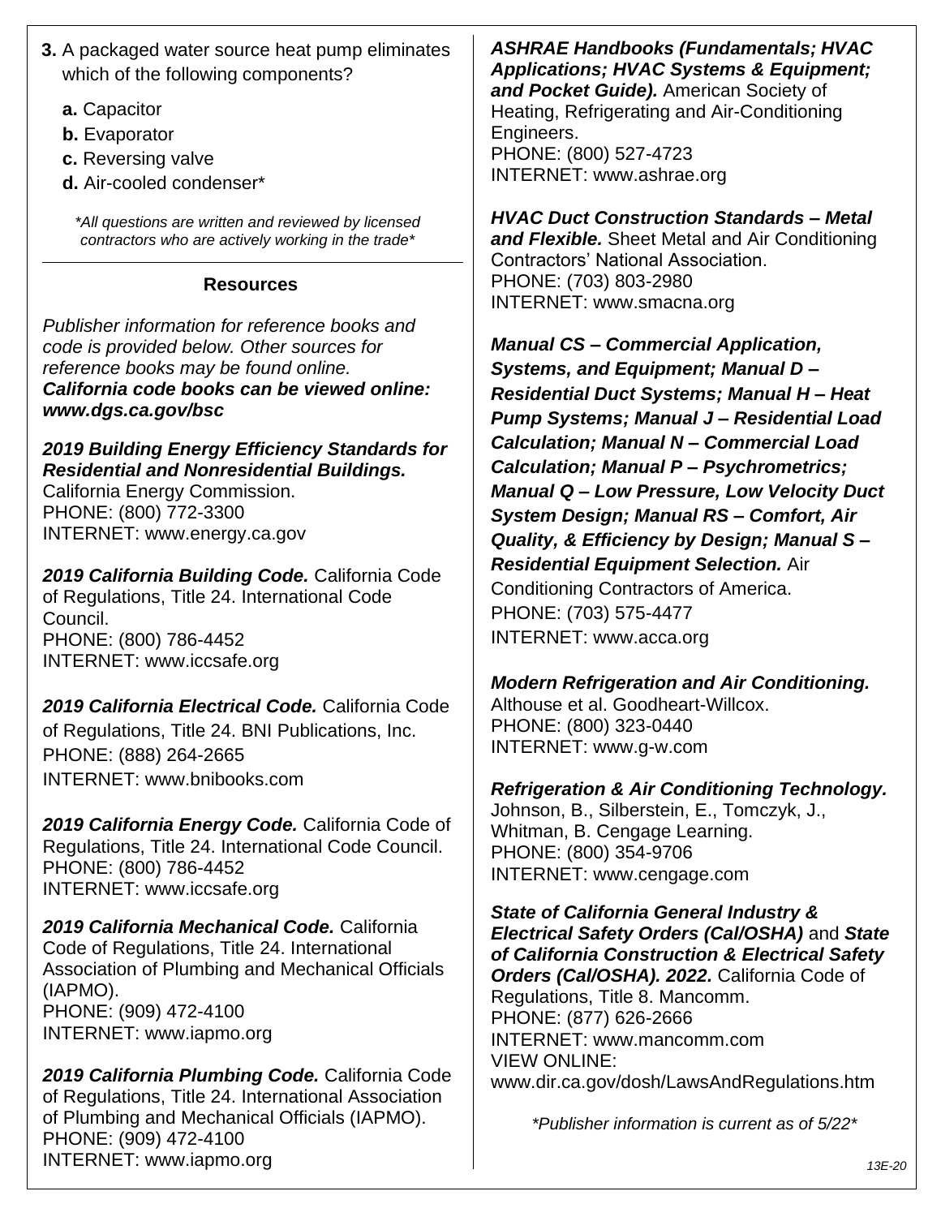**3.** A packaged water source heat pump eliminates which of the following components?

**a.** Capacitor
**b.** Evaporator
**c.** Reversing valve
**d.** Air-cooled condenser*

*\*All questions are written and reviewed by licensed contractors who are actively working in the trade\**

## Resources

*Publisher information for reference books and code is provided below. Other sources for reference books may be found online.*
***California code books can be viewed online: www.dgs.ca.gov/bsc***

***2019 Building Energy Efficiency Standards for Residential and Nonresidential Buildings.*** California Energy Commission.
PHONE: (800) 772-3300
INTERNET: www.energy.ca.gov

***2019 California Building Code.*** California Code of Regulations, Title 24. International Code Council.
PHONE: (800) 786-4452
INTERNET: www.iccsafe.org

***2019 California Electrical Code.*** California Code of Regulations, Title 24. BNI Publications, Inc.
PHONE: (888) 264-2665
INTERNET: www.bnibooks.com

***2019 California Energy Code.*** California Code of Regulations, Title 24. International Code Council.
PHONE: (800) 786-4452
INTERNET: www.iccsafe.org

***2019 California Mechanical Code.*** California Code of Regulations, Title 24. International Association of Plumbing and Mechanical Officials (IAPMO).
PHONE: (909) 472-4100
INTERNET: www.iapmo.org

***2019 California Plumbing Code.*** California Code of Regulations, Title 24. International Association of Plumbing and Mechanical Officials (IAPMO).
PHONE: (909) 472-4100
INTERNET: www.iapmo.org

***ASHRAE Handbooks (Fundamentals; HVAC Applications; HVAC Systems & Equipment; and Pocket Guide).*** American Society of Heating, Refrigerating and Air-Conditioning Engineers.
PHONE: (800) 527-4723
INTERNET: www.ashrae.org

***HVAC Duct Construction Standards – Metal and Flexible.*** Sheet Metal and Air Conditioning Contractors' National Association.
PHONE: (703) 803-2980
INTERNET: www.smacna.org

***Manual CS – Commercial Application, Systems, and Equipment; Manual D – Residential Duct Systems; Manual H – Heat Pump Systems; Manual J – Residential Load Calculation; Manual N – Commercial Load Calculation; Manual P – Psychrometrics; Manual Q – Low Pressure, Low Velocity Duct System Design; Manual RS – Comfort, Air Quality, & Efficiency by Design; Manual S – Residential Equipment Selection.*** Air Conditioning Contractors of America.
PHONE: (703) 575-4477
INTERNET: www.acca.org

***Modern Refrigeration and Air Conditioning.*** Althouse et al. Goodheart-Willcox.
PHONE: (800) 323-0440
INTERNET: www.g-w.com

***Refrigeration & Air Conditioning Technology.*** Johnson, B., Silberstein, E., Tomczyk, J., Whitman, B. Cengage Learning.
PHONE: (800) 354-9706
INTERNET: www.cengage.com

***State of California General Industry & Electrical Safety Orders (Cal/OSHA)*** and ***State of California Construction & Electrical Safety Orders (Cal/OSHA). 2022.*** California Code of Regulations, Title 8. Mancomm.
PHONE: (877) 626-2666
INTERNET: www.mancomm.com
VIEW ONLINE:
www.dir.ca.gov/dosh/LawsAndRegulations.htm

*\*Publisher information is current as of 5/22\**

*13E-20*